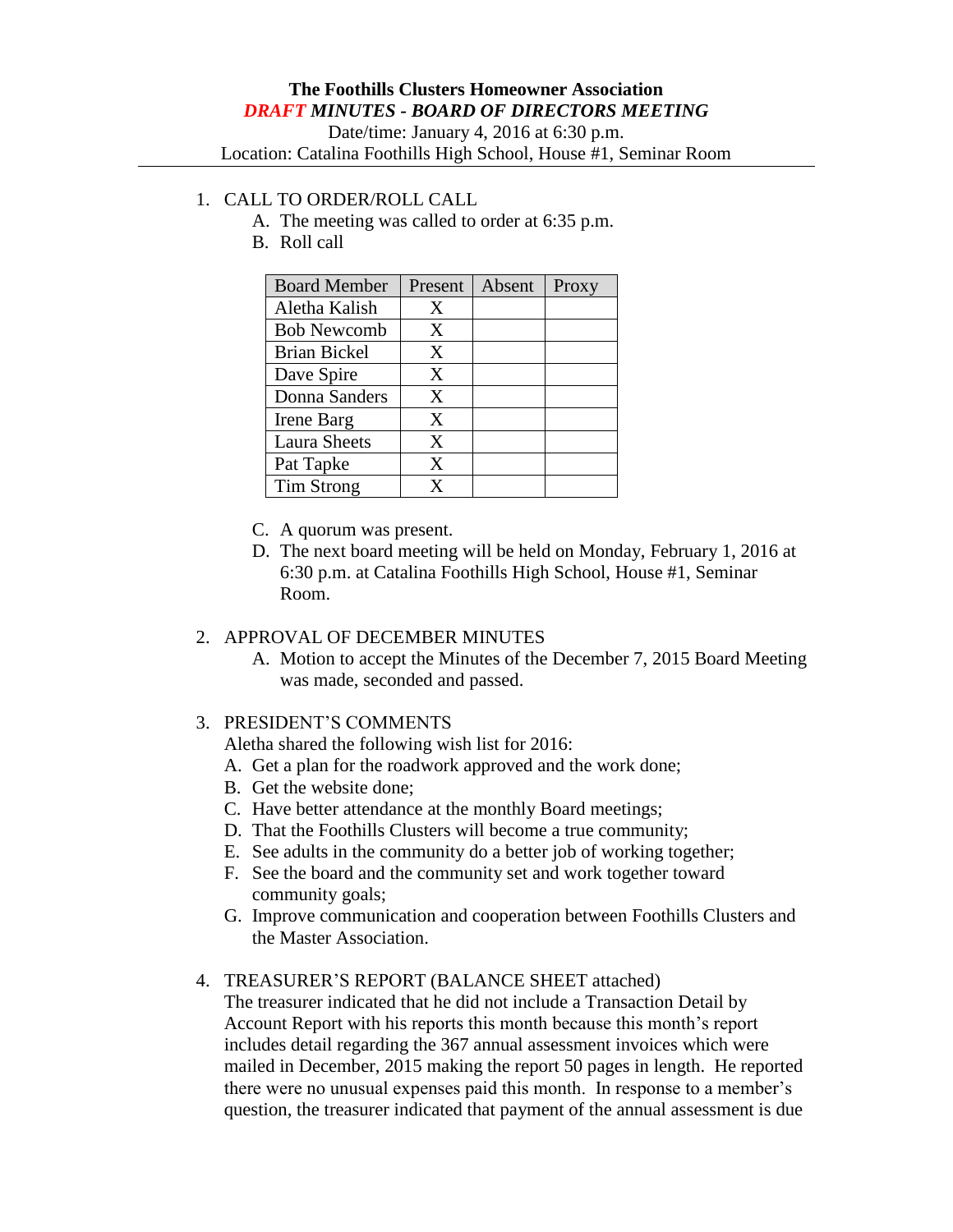**The Foothills Clusters Homeowner Association**

***DRAFT MINUTES - BOARD OF DIRECTORS MEETING***

Date/time: January 4, 2016 at 6:30 p.m.

Location: Catalina Foothills High School, House #1, Seminar Room

1. CALL TO ORDER/ROLL CALL
   A. The meeting was called to order at 6:35 p.m.
   B. Roll call

| Board Member | Present | Absent | Proxy |
|---|---|---|---|
| Aletha Kalish | X | | |
| Bob Newcomb | X | | |
| Brian Bickel | X | | |
| Dave Spire | X | | |
| Donna Sanders | X | | |
| Irene Barg | X | | |
| Laura Sheets | X | | |
| Pat Tapke | X | | |
| Tim Strong | X | | |

   C. A quorum was present.
   D. The next board meeting will be held on Monday, February 1, 2016 at 6:30 p.m. at Catalina Foothills High School, House #1, Seminar Room.

2. APPROVAL OF DECEMBER MINUTES
   A. Motion to accept the Minutes of the December 7, 2015 Board Meeting was made, seconded and passed.

3. PRESIDENT'S COMMENTS

   Aletha shared the following wish list for 2016:

   A. Get a plan for the roadwork approved and the work done;
   B. Get the website done;
   C. Have better attendance at the monthly Board meetings;
   D. That the Foothills Clusters will become a true community;
   E. See adults in the community do a better job of working together;
   F. See the board and the community set and work together toward community goals;
   G. Improve communication and cooperation between Foothills Clusters and the Master Association.

4. TREASURER'S REPORT (BALANCE SHEET attached)

   The treasurer indicated that he did not include a Transaction Detail by Account Report with his reports this month because this month's report includes detail regarding the 367 annual assessment invoices which were mailed in December, 2015 making the report 50 pages in length. He reported there were no unusual expenses paid this month. In response to a member's question, the treasurer indicated that payment of the annual assessment is due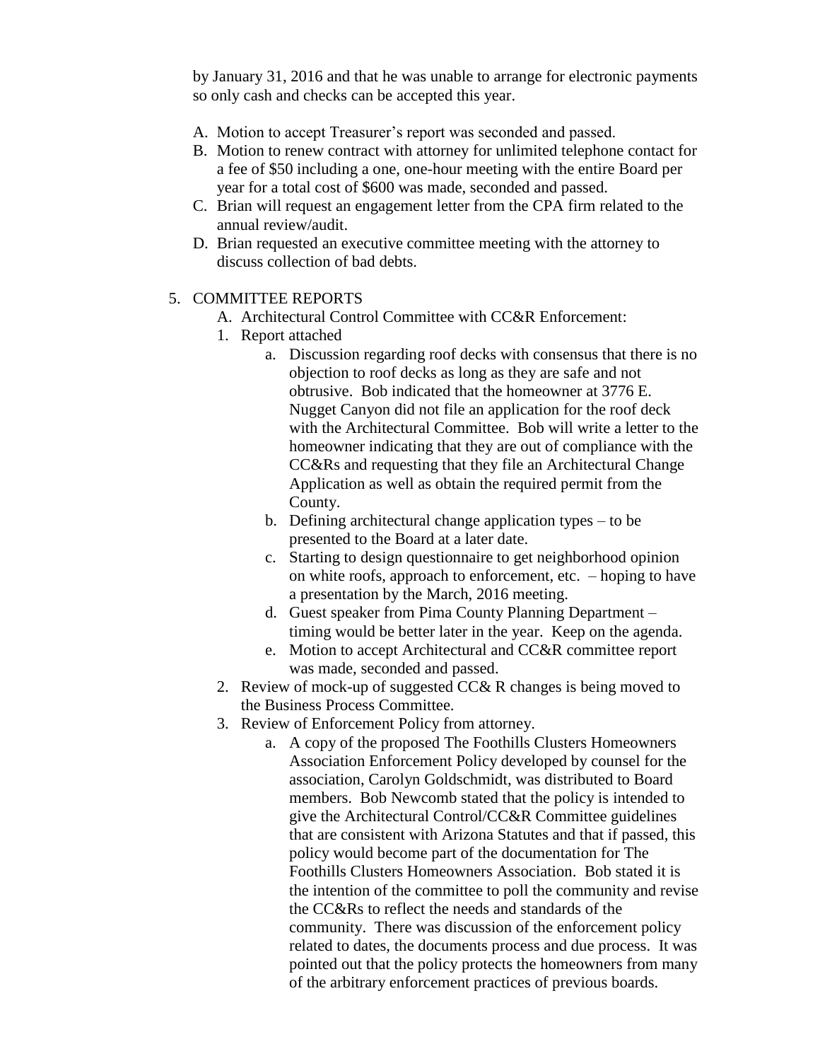by January 31, 2016 and that he was unable to arrange for electronic payments so only cash and checks can be accepted this year.

A. Motion to accept Treasurer's report was seconded and passed.
B. Motion to renew contract with attorney for unlimited telephone contact for a fee of $50 including a one, one-hour meeting with the entire Board per year for a total cost of $600 was made, seconded and passed.
C. Brian will request an engagement letter from the CPA firm related to the annual review/audit.
D. Brian requested an executive committee meeting with the attorney to discuss collection of bad debts.

5. COMMITTEE REPORTS
   A. Architectural Control Committee with CC&R Enforcement:
   1. Report attached
      a. Discussion regarding roof decks with consensus that there is no objection to roof decks as long as they are safe and not obtrusive. Bob indicated that the homeowner at 3776 E. Nugget Canyon did not file an application for the roof deck with the Architectural Committee. Bob will write a letter to the homeowner indicating that they are out of compliance with the CC&Rs and requesting that they file an Architectural Change Application as well as obtain the required permit from the County.
      b. Defining architectural change application types – to be presented to the Board at a later date.
      c. Starting to design questionnaire to get neighborhood opinion on white roofs, approach to enforcement, etc. – hoping to have a presentation by the March, 2016 meeting.
      d. Guest speaker from Pima County Planning Department – timing would be better later in the year. Keep on the agenda.
      e. Motion to accept Architectural and CC&R committee report was made, seconded and passed.
   2. Review of mock-up of suggested CC& R changes is being moved to the Business Process Committee.
   3. Review of Enforcement Policy from attorney.
      a. A copy of the proposed The Foothills Clusters Homeowners Association Enforcement Policy developed by counsel for the association, Carolyn Goldschmidt, was distributed to Board members. Bob Newcomb stated that the policy is intended to give the Architectural Control/CC&R Committee guidelines that are consistent with Arizona Statutes and that if passed, this policy would become part of the documentation for The Foothills Clusters Homeowners Association. Bob stated it is the intention of the committee to poll the community and revise the CC&Rs to reflect the needs and standards of the community. There was discussion of the enforcement policy related to dates, the documents process and due process. It was pointed out that the policy protects the homeowners from many of the arbitrary enforcement practices of previous boards.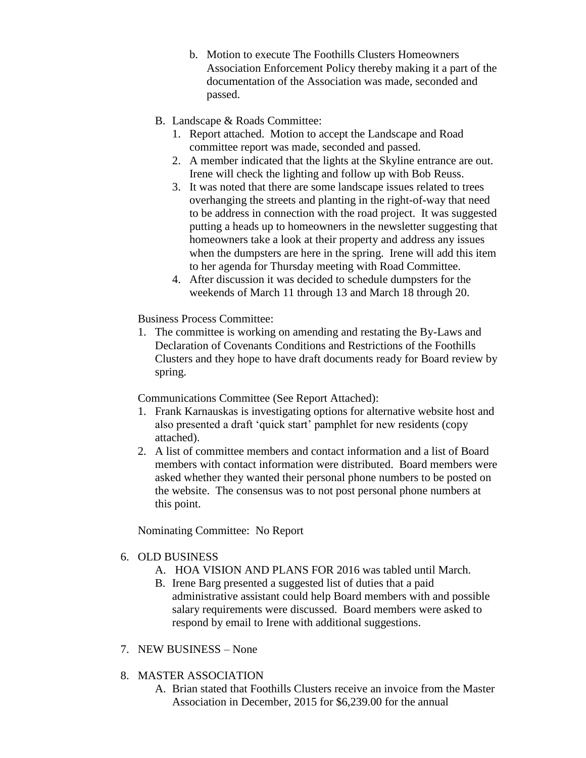b. Motion to execute The Foothills Clusters Homeowners Association Enforcement Policy thereby making it a part of the documentation of the Association was made, seconded and passed.

B. Landscape & Roads Committee:
   1. Report attached. Motion to accept the Landscape and Road committee report was made, seconded and passed.
   2. A member indicated that the lights at the Skyline entrance are out. Irene will check the lighting and follow up with Bob Reuss.
   3. It was noted that there are some landscape issues related to trees overhanging the streets and planting in the right-of-way that need to be address in connection with the road project. It was suggested putting a heads up to homeowners in the newsletter suggesting that homeowners take a look at their property and address any issues when the dumpsters are here in the spring. Irene will add this item to her agenda for Thursday meeting with Road Committee.
   4. After discussion it was decided to schedule dumpsters for the weekends of March 11 through 13 and March 18 through 20.

Business Process Committee:

1. The committee is working on amending and restating the By-Laws and Declaration of Covenants Conditions and Restrictions of the Foothills Clusters and they hope to have draft documents ready for Board review by spring.

Communications Committee (See Report Attached):

1. Frank Karnauskas is investigating options for alternative website host and also presented a draft 'quick start' pamphlet for new residents (copy attached).
2. A list of committee members and contact information and a list of Board members with contact information were distributed. Board members were asked whether they wanted their personal phone numbers to be posted on the website. The consensus was to not post personal phone numbers at this point.

Nominating Committee: No Report

6. OLD BUSINESS
   A. HOA VISION AND PLANS FOR 2016 was tabled until March.
   B. Irene Barg presented a suggested list of duties that a paid administrative assistant could help Board members with and possible salary requirements were discussed. Board members were asked to respond by email to Irene with additional suggestions.

7. NEW BUSINESS – None

8. MASTER ASSOCIATION
   A. Brian stated that Foothills Clusters receive an invoice from the Master Association in December, 2015 for $6,239.00 for the annual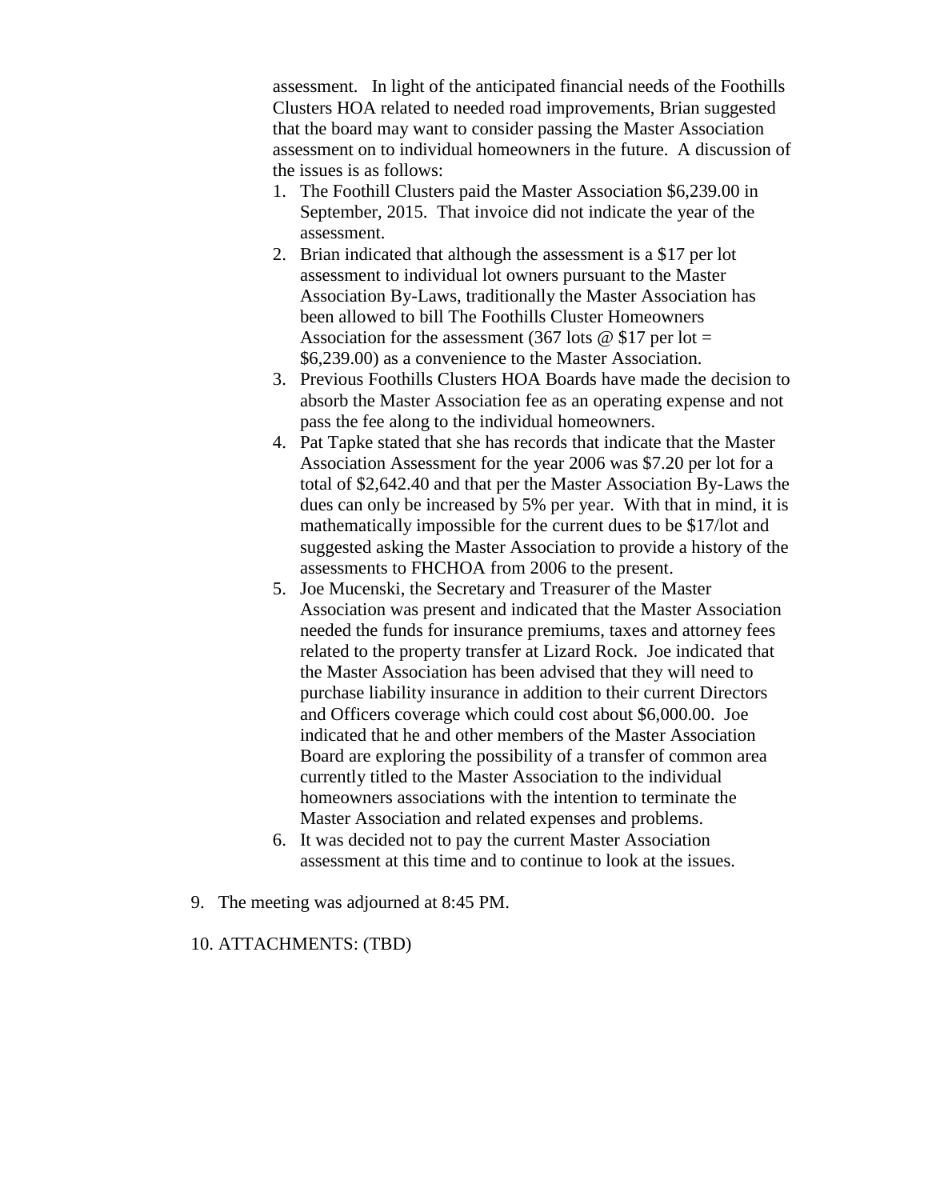assessment. In light of the anticipated financial needs of the Foothills Clusters HOA related to needed road improvements, Brian suggested that the board may want to consider passing the Master Association assessment on to individual homeowners in the future. A discussion of the issues is as follows:

1. The Foothill Clusters paid the Master Association $6,239.00 in September, 2015. That invoice did not indicate the year of the assessment.
2. Brian indicated that although the assessment is a $17 per lot assessment to individual lot owners pursuant to the Master Association By-Laws, traditionally the Master Association has been allowed to bill The Foothills Cluster Homeowners Association for the assessment (367 lots @ $17 per lot = $6,239.00) as a convenience to the Master Association.
3. Previous Foothills Clusters HOA Boards have made the decision to absorb the Master Association fee as an operating expense and not pass the fee along to the individual homeowners.
4. Pat Tapke stated that she has records that indicate that the Master Association Assessment for the year 2006 was $7.20 per lot for a total of $2,642.40 and that per the Master Association By-Laws the dues can only be increased by 5% per year. With that in mind, it is mathematically impossible for the current dues to be $17/lot and suggested asking the Master Association to provide a history of the assessments to FHCHOA from 2006 to the present.
5. Joe Mucenski, the Secretary and Treasurer of the Master Association was present and indicated that the Master Association needed the funds for insurance premiums, taxes and attorney fees related to the property transfer at Lizard Rock. Joe indicated that the Master Association has been advised that they will need to purchase liability insurance in addition to their current Directors and Officers coverage which could cost about $6,000.00. Joe indicated that he and other members of the Master Association Board are exploring the possibility of a transfer of common area currently titled to the Master Association to the individual homeowners associations with the intention to terminate the Master Association and related expenses and problems.
6. It was decided not to pay the current Master Association assessment at this time and to continue to look at the issues.

9. The meeting was adjourned at 8:45 PM.

10. ATTACHMENTS: (TBD)